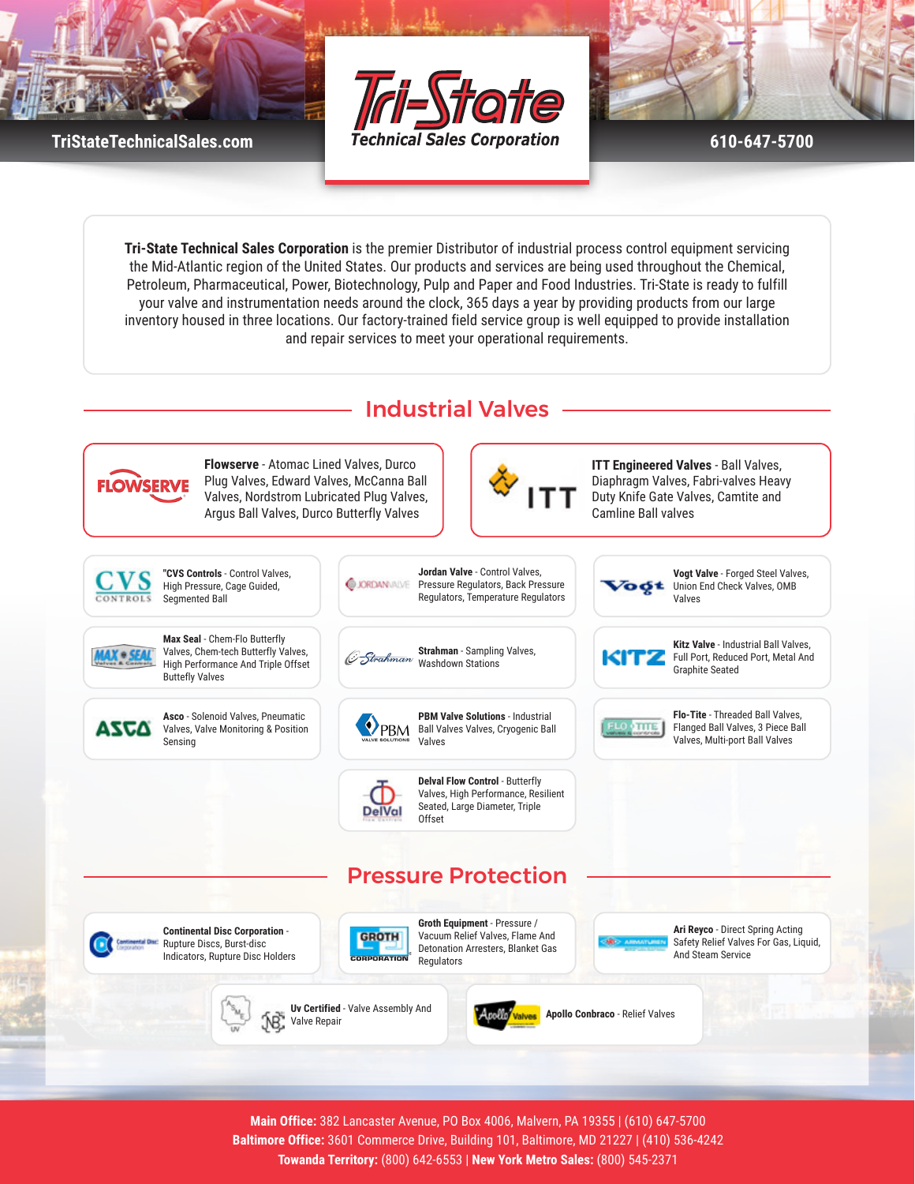TriStateTechnicalSales.com

# Tri-State Technical Sales Corporation

610-647-5700

**Tri-State Technical Sales Corporation** is the premier Distributor of industrial process control equipment servicing the Mid-Atlantic region of the United States. Our products and services are being used throughout the Chemical, Petroleum, Pharmaceutical, Power, Biotechnology, Pulp and Paper and Food Industries. Tri-State is ready to fulfill your valve and instrumentation needs around the clock, 365 days a year by providing products from our large inventory housed in three locations. Our factory-trained field service group is well equipped to provide installation and repair services to meet your operational requirements.

## Industrial Valves

**Flowserve** - Atomac Lined Valves, Durco Plug Valves, Edward Valves, McCanna Ball Valves, Nordstrom Lubricated Plug Valves, Argus Ball Valves, Durco Butterfly Valves

**ITT Engineered Valves** - Ball Valves, Diaphragm Valves, Fabri-valves Heavy Duty Knife Gate Valves, Camtite and Camline Ball valves

**"CVS Controls** - Control Valves, High Pressure, Cage Guided, Segmented Ball

**Jordan Valve** - Control Valves, Pressure Regulators, Back Pressure Regulators, Temperature Regulators

**Vogt Valve** - Forged Steel Valves, Union End Check Valves, OMB Valves

**Max Seal** - Chem-Flo Butterfly Valves, Chem-tech Butterfly Valves, High Performance And Triple Offset Butterfly Valves

**Strahman** - Sampling Valves, Washdown Stations

**Kitz Valve** - Industrial Ball Valves, Full Port, Reduced Port, Metal And Graphite Seated

**Asco** - Solenoid Valves, Pneumatic Valves, Valve Monitoring & Position Sensing

**PBM Valve Solutions** - Industrial Ball Valves Valves, Cryogenic Ball Valves

**Flo-Tite** - Threaded Ball Valves, Flanged Ball Valves, 3 Piece Ball Valves, Multi-port Ball Valves

**Delval Flow Control** - Butterfly Valves, High Performance, Resilient Seated, Large Diameter, Triple Offset

## Pressure Protection

**Continental Disc Corporation** - Rupture Discs, Burst-disc Indicators, Rupture Disc Holders

**Groth Equipment** - Pressure / Vacuum Relief Valves, Flame And Detonation Arresters, Blanket Gas Regulators

**Ari Reyco** - Direct Spring Acting Safety Relief Valves For Gas, Liquid, And Steam Service

**Uv Certified** - Valve Assembly And Valve Repair

**Apollo Conbraco** - Relief Valves

**Main Office:** 382 Lancaster Avenue, PO Box 4006, Malvern, PA 19355 | (610) 647-5700
**Baltimore Office:** 3601 Commerce Drive, Building 101, Baltimore, MD 21227 | (410) 536-4242
**Towanda Territory:** (800) 642-6553 | **New York Metro Sales:** (800) 545-2371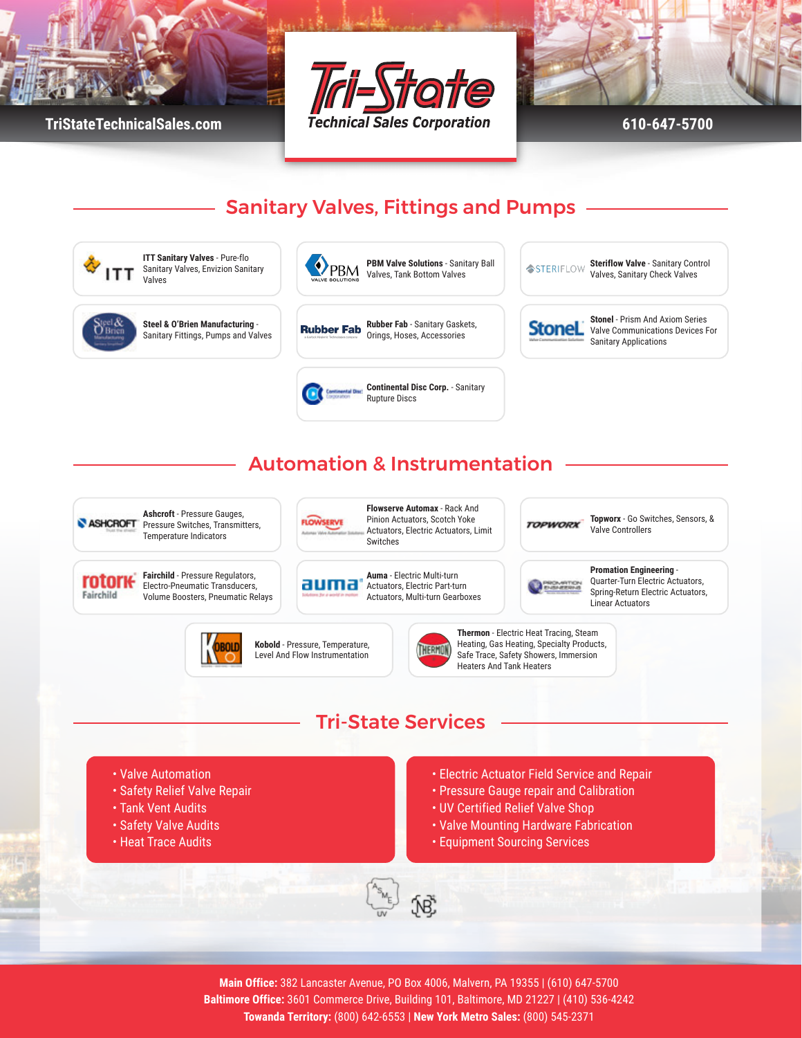TriStateTechnicalSales.com

# Tri-State Technical Sales Corporation

610-647-5700

## Sanitary Valves, Fittings and Pumps

**ITT Sanitary Valves** - Pure-flo Sanitary Valves, Envizion Sanitary Valves

**PBM Valve Solutions** - Sanitary Ball Valves, Tank Bottom Valves

**Steriflow Valve** - Sanitary Control Valves, Sanitary Check Valves

**Steel & O'Brien Manufacturing** - Sanitary Fittings, Pumps and Valves

**Rubber Fab** - Sanitary Gaskets, Orings, Hoses, Accessories

**Stonel** - Prism And Axiom Series Valve Communications Devices For Sanitary Applications

**Continental Disc Corp.** - Sanitary Rupture Discs

## Automation & Instrumentation

**Ashcroft** - Pressure Gauges, Pressure Switches, Transmitters, Temperature Indicators

**Flowserve Automax** - Rack And Pinion Actuators, Scotch Yoke Actuators, Electric Actuators, Limit Switches

**Topworx** - Go Switches, Sensors, & Valve Controllers

**Fairchild** - Pressure Regulators, Electro-Pneumatic Transducers, Volume Boosters, Pneumatic Relays

**Auma** - Electric Multi-turn Actuators, Electric Part-turn Actuators, Multi-turn Gearboxes

**Promation Engineering** - Quarter-Turn Electric Actuators, Spring-Return Electric Actuators, Linear Actuators

**Kobold** - Pressure, Temperature, Level And Flow Instrumentation

**Thermon** - Electric Heat Tracing, Steam Heating, Gas Heating, Specialty Products, Safe Trace, Safety Showers, Immersion Heaters And Tank Heaters

## Tri-State Services

- Valve Automation
- Safety Relief Valve Repair
- Tank Vent Audits
- Safety Valve Audits
- Heat Trace Audits
- Electric Actuator Field Service and Repair
- Pressure Gauge repair and Calibration
- UV Certified Relief Valve Shop
- Valve Mounting Hardware Fabrication
- Equipment Sourcing Services

**Main Office:** 382 Lancaster Avenue, PO Box 4006, Malvern, PA 19355 | (610) 647-5700
**Baltimore Office:** 3601 Commerce Drive, Building 101, Baltimore, MD 21227 | (410) 536-4242
**Towanda Territory:** (800) 642-6553 | **New York Metro Sales:** (800) 545-2371